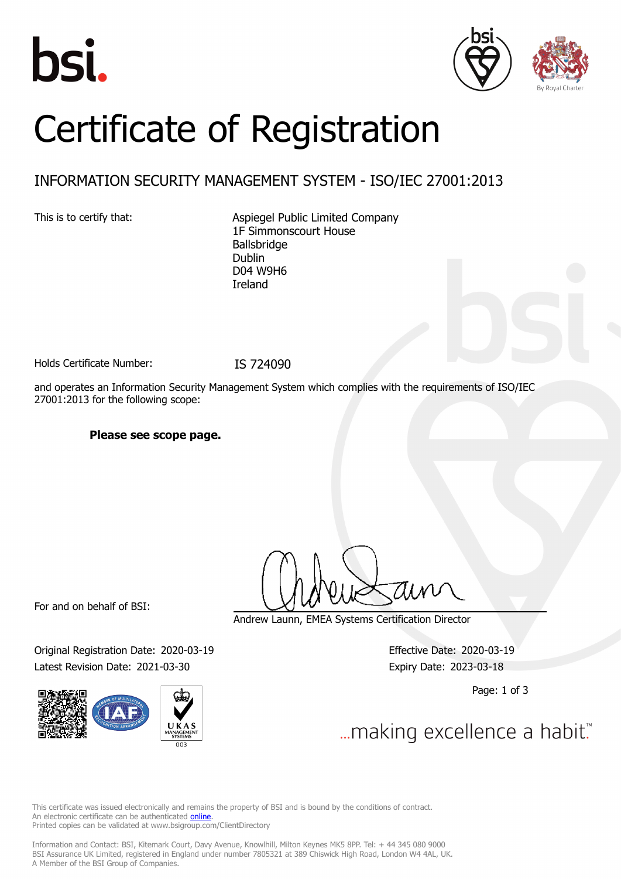# Certificate of Registration

## INFORMATION SECURITY MANAGEMENT SYSTEM - ISO/IEC 27001:2013

This is to certify that:

Aspiegel Public Limited Company
1F Simmonscourt House
Ballsbridge
Dublin
D04 W9H6
Ireland

Holds Certificate Number: IS 724090

and operates an Information Security Management System which complies with the requirements of ISO/IEC 27001:2013 for the following scope:

**Please see scope page.**

For and on behalf of BSI:

Andrew Launn, EMEA Systems Certification Director

Original Registration Date: 2020-03-19
Latest Revision Date: 2021-03-30

Effective Date: 2020-03-19
Expiry Date: 2023-03-18

...making excellence a habit.™

This certificate was issued electronically and remains the property of BSI and is bound by the conditions of contract.
An electronic certificate can be authenticated online.
Printed copies can be validated at www.bsigroup.com/ClientDirectory

Information and Contact: BSI, Kitemark Court, Davy Avenue, Knowlhill, Milton Keynes MK5 8PP. Tel: + 44 345 080 9000
BSI Assurance UK Limited, registered in England under number 7805321 at 389 Chiswick High Road, London W4 4AL, UK.
A Member of the BSI Group of Companies.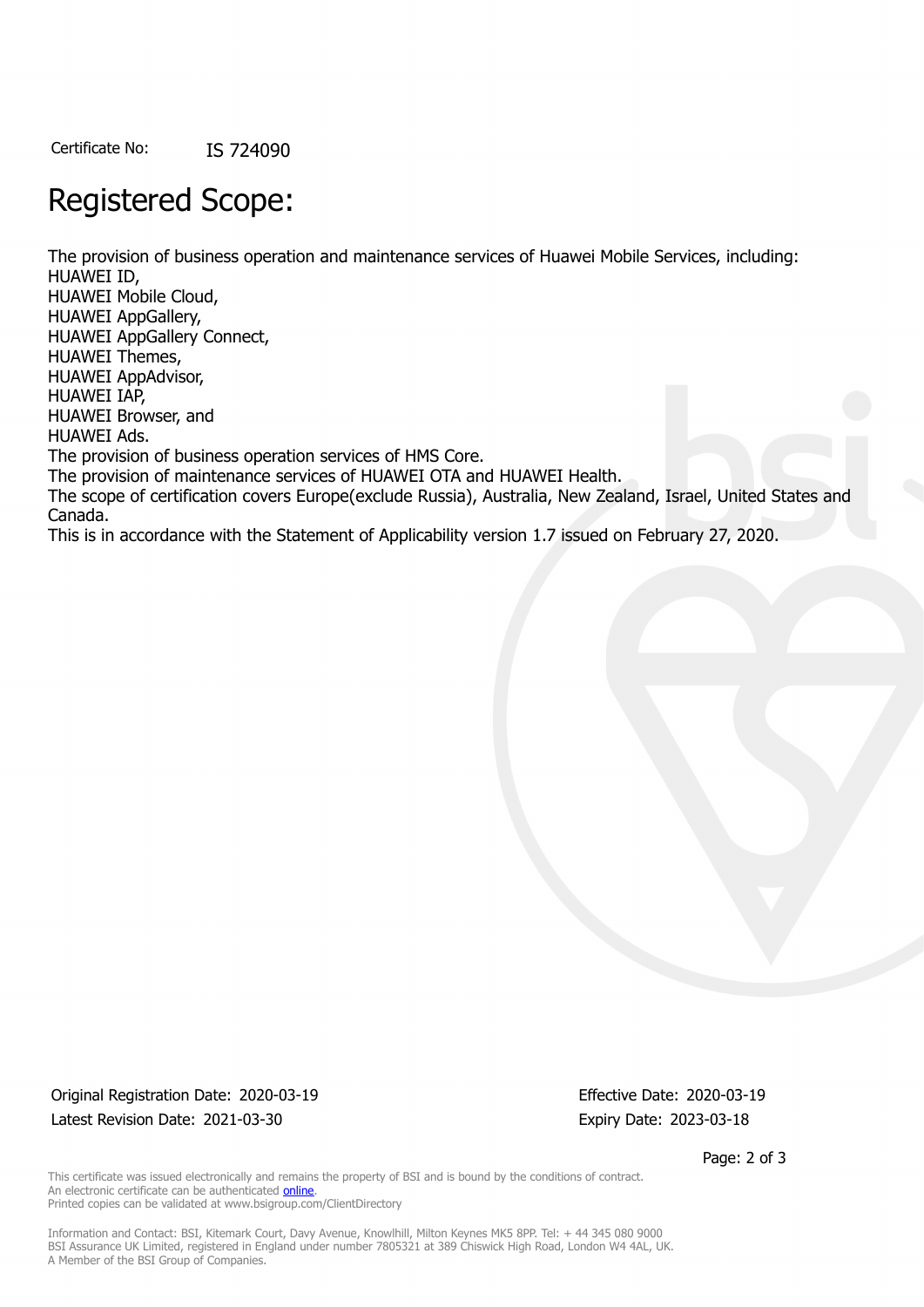Certificate No: IS 724090

# Registered Scope:

The provision of business operation and maintenance services of Huawei Mobile Services, including:
HUAWEI ID,
HUAWEI Mobile Cloud,
HUAWEI AppGallery,
HUAWEI AppGallery Connect,
HUAWEI Themes,
HUAWEI AppAdvisor,
HUAWEI IAP,
HUAWEI Browser, and
HUAWEI Ads.
The provision of business operation services of HMS Core.
The provision of maintenance services of HUAWEI OTA and HUAWEI Health.
The scope of certification covers Europe(exclude Russia), Australia, New Zealand, Israel, United States and Canada.
This is in accordance with the Statement of Applicability version 1.7 issued on February 27, 2020.

Original Registration Date: 2020-03-19
Latest Revision Date: 2021-03-30

Effective Date: 2020-03-19
Expiry Date: 2023-03-18

This certificate was issued electronically and remains the property of BSI and is bound by the conditions of contract.
An electronic certificate can be authenticated online.
Printed copies can be validated at www.bsigroup.com/ClientDirectory

Information and Contact: BSI, Kitemark Court, Davy Avenue, Knowlhill, Milton Keynes MK5 8PP. Tel: + 44 345 080 9000
BSI Assurance UK Limited, registered in England under number 7805321 at 389 Chiswick High Road, London W4 4AL, UK.
A Member of the BSI Group of Companies.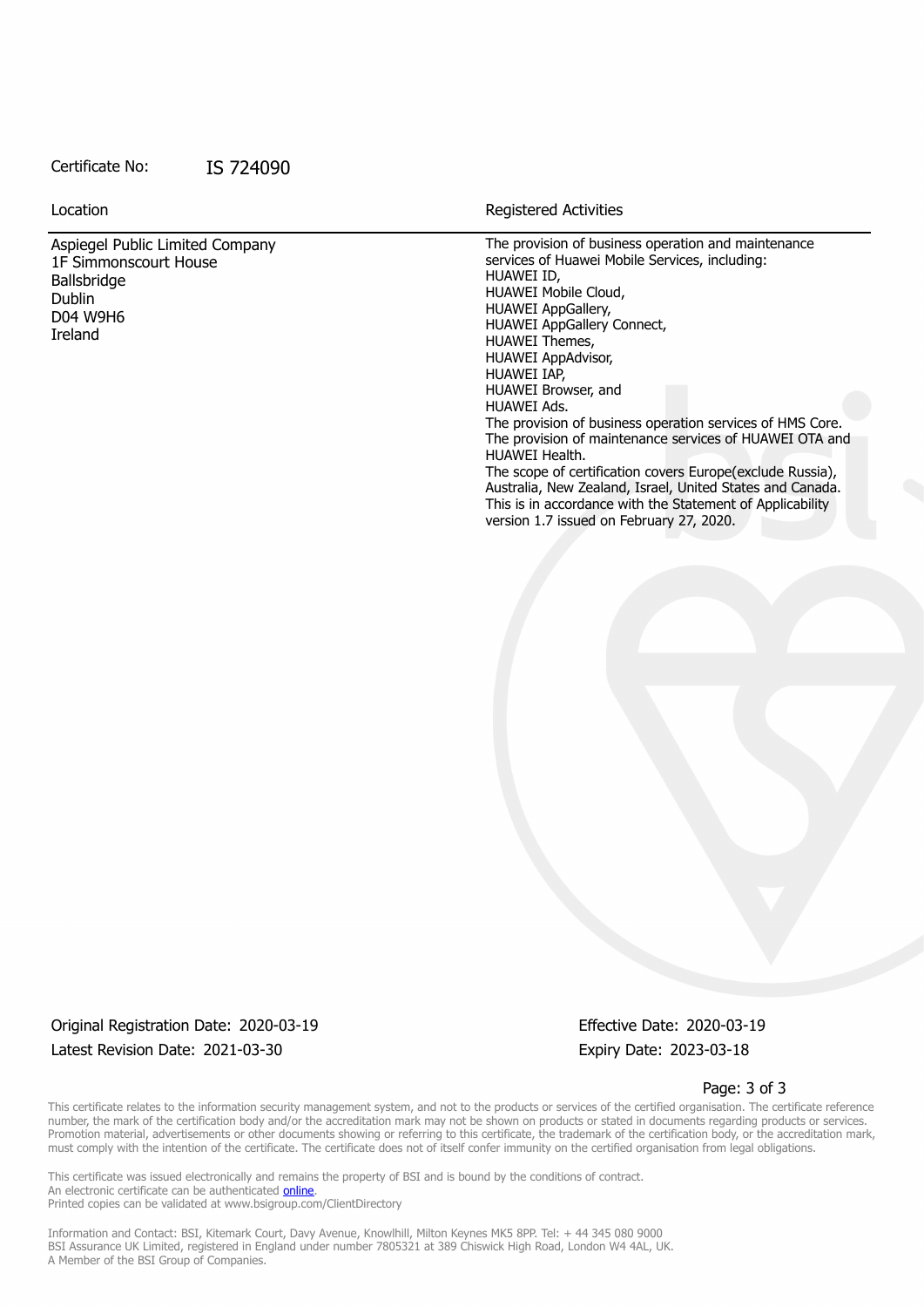Certificate No: IS 724090

| Location | Registered Activities |
|---|---|
| Aspiegel Public Limited Company<br>1F Simmonscourt House<br>Ballsbridge<br>Dublin<br>D04 W9H6<br>Ireland | The provision of business operation and maintenance services of Huawei Mobile Services, including:<br>HUAWEI ID,<br>HUAWEI Mobile Cloud,<br>HUAWEI AppGallery,<br>HUAWEI AppGallery Connect,<br>HUAWEI Themes,<br>HUAWEI AppAdvisor,<br>HUAWEI IAP,<br>HUAWEI Browser, and<br>HUAWEI Ads.<br>The provision of business operation services of HMS Core.<br>The provision of maintenance services of HUAWEI OTA and HUAWEI Health.<br>The scope of certification covers Europe(exclude Russia), Australia, New Zealand, Israel, United States and Canada.<br>This is in accordance with the Statement of Applicability version 1.7 issued on February 27, 2020. |

Original Registration Date: 2020-03-19
Latest Revision Date: 2021-03-30

Effective Date: 2020-03-19
Expiry Date: 2023-03-18

This certificate relates to the information security management system, and not to the products or services of the certified organisation. The certificate reference number, the mark of the certification body and/or the accreditation mark may not be shown on products or stated in documents regarding products or services. Promotion material, advertisements or other documents showing or referring to this certificate, the trademark of the certification body, or the accreditation mark, must comply with the intention of the certificate. The certificate does not of itself confer immunity on the certified organisation from legal obligations.

This certificate was issued electronically and remains the property of BSI and is bound by the conditions of contract.
An electronic certificate can be authenticated online.
Printed copies can be validated at www.bsigroup.com/ClientDirectory

Information and Contact: BSI, Kitemark Court, Davy Avenue, Knowlhill, Milton Keynes MK5 8PP. Tel: + 44 345 080 9000
BSI Assurance UK Limited, registered in England under number 7805321 at 389 Chiswick High Road, London W4 4AL, UK.
A Member of the BSI Group of Companies.